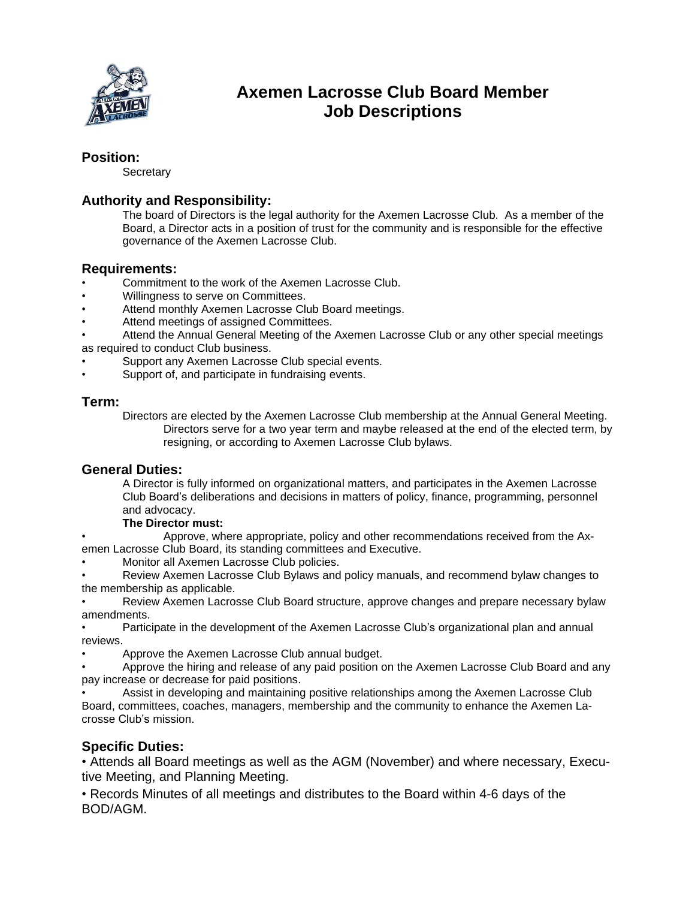# Axemen Lacrosse Club Board Member Job Descriptions

## Position:

Secretary

## Authority and Responsibility:

The board of Directors is the legal authority for the Axemen Lacrosse Club. As a member of the Board, a Director acts in a position of trust for the community and is responsible for the effective governance of the Axemen Lacrosse Club.

## Requirements:

- Commitment to the work of the Axemen Lacrosse Club.
- Willingness to serve on Committees.
- Attend monthly Axemen Lacrosse Club Board meetings.
- Attend meetings of assigned Committees.
- Attend the Annual General Meeting of the Axemen Lacrosse Club or any other special meetings as required to conduct Club business.
- Support any Axemen Lacrosse Club special events.
- Support of, and participate in fundraising events.

## Term:

Directors are elected by the Axemen Lacrosse Club membership at the Annual General Meeting. Directors serve for a two year term and maybe released at the end of the elected term, by resigning, or according to Axemen Lacrosse Club bylaws.

## General Duties:

A Director is fully informed on organizational matters, and participates in the Axemen Lacrosse Club Board's deliberations and decisions in matters of policy, finance, programming, personnel and advocacy.

**The Director must:**

- Approve, where appropriate, policy and other recommendations received from the Axemen Lacrosse Club Board, its standing committees and Executive.
- Monitor all Axemen Lacrosse Club policies.
- Review Axemen Lacrosse Club Bylaws and policy manuals, and recommend bylaw changes to the membership as applicable.
- Review Axemen Lacrosse Club Board structure, approve changes and prepare necessary bylaw amendments.
- Participate in the development of the Axemen Lacrosse Club's organizational plan and annual reviews.
- Approve the Axemen Lacrosse Club annual budget.
- Approve the hiring and release of any paid position on the Axemen Lacrosse Club Board and any pay increase or decrease for paid positions.
- Assist in developing and maintaining positive relationships among the Axemen Lacrosse Club Board, committees, coaches, managers, membership and the community to enhance the Axemen Lacrosse Club's mission.

## Specific Duties:

- Attends all Board meetings as well as the AGM (November) and where necessary, Executive Meeting, and Planning Meeting.
- Records Minutes of all meetings and distributes to the Board within 4-6 days of the BOD/AGM.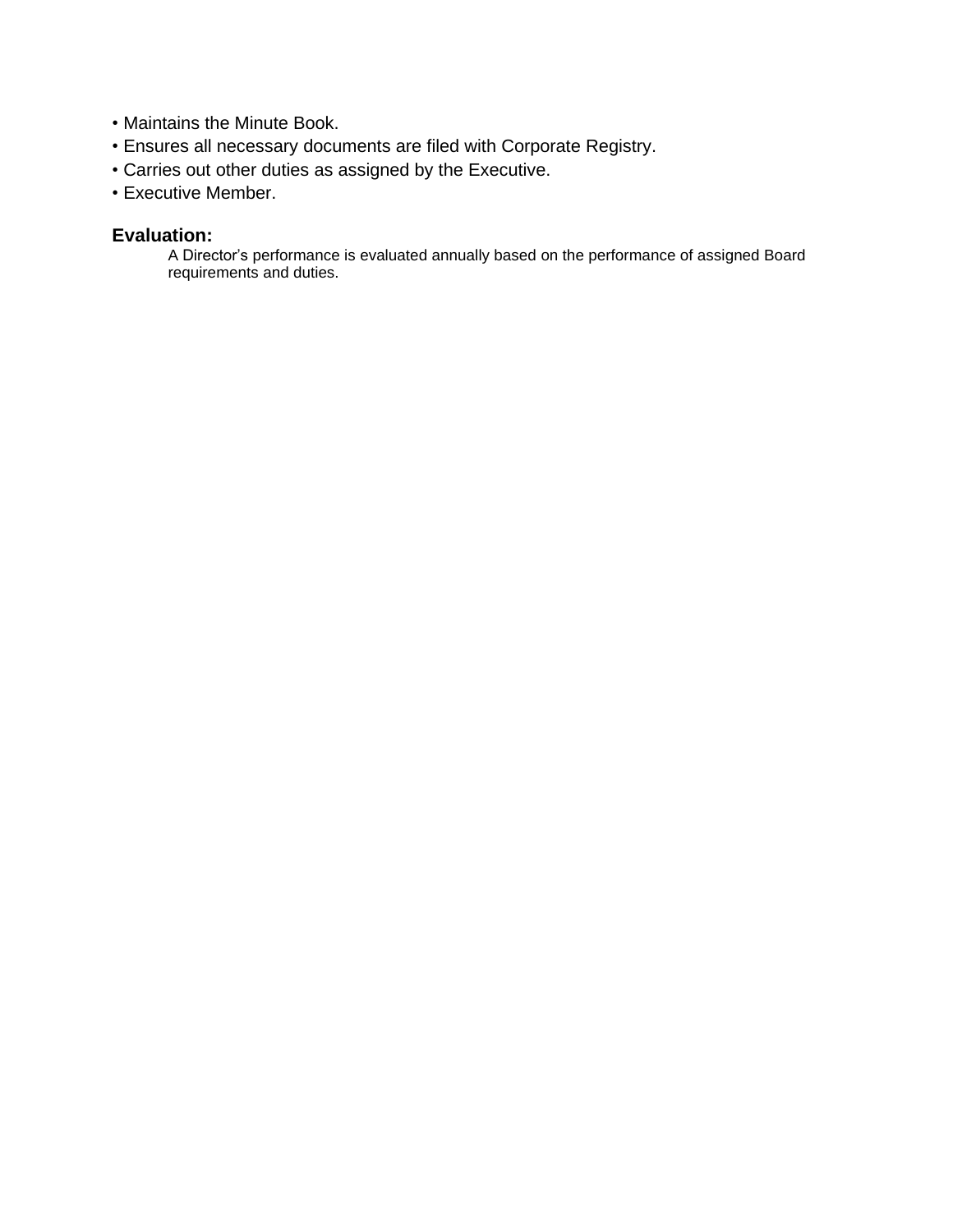- Maintains the Minute Book.
- Ensures all necessary documents are filed with Corporate Registry.
- Carries out other duties as assigned by the Executive.
- Executive Member.

### Evaluation:

A Director's performance is evaluated annually based on the performance of assigned Board requirements and duties.